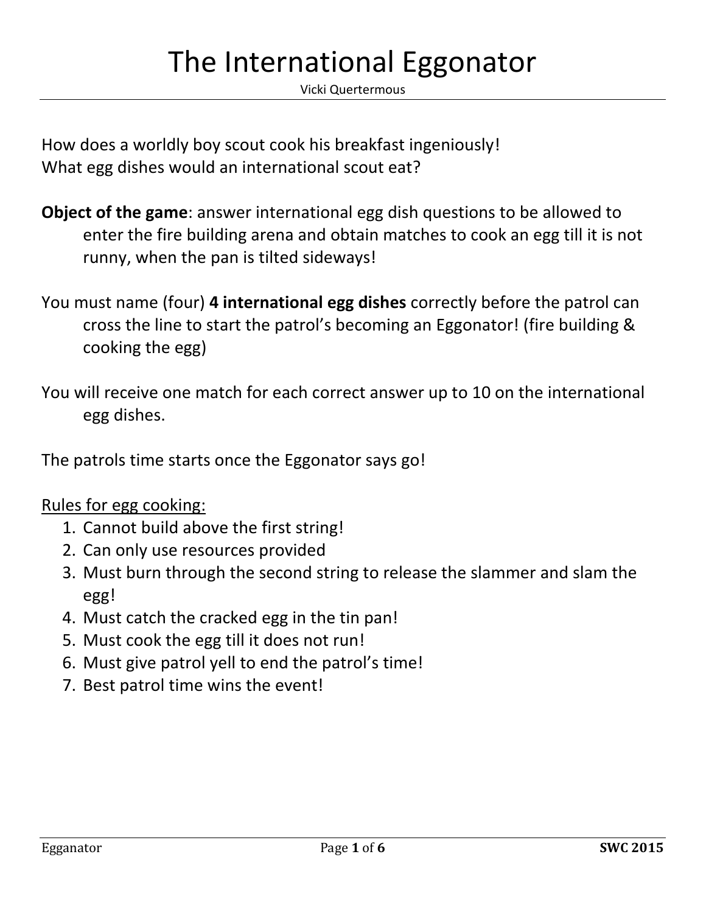# The International Eggonator

Vicki Quertermous

How does a worldly boy scout cook his breakfast ingeniously!
What egg dishes would an international scout eat?

**Object of the game**: answer international egg dish questions to be allowed to enter the fire building arena and obtain matches to cook an egg till it is not runny, when the pan is tilted sideways!

You must name (four) **4 international egg dishes** correctly before the patrol can cross the line to start the patrol's becoming an Eggonator! (fire building & cooking the egg)

You will receive one match for each correct answer up to 10 on the international egg dishes.

The patrols time starts once the Eggonator says go!

<u>Rules for egg cooking:</u>

1. Cannot build above the first string!
2. Can only use resources provided
3. Must burn through the second string to release the slammer and slam the egg!
4. Must catch the cracked egg in the tin pan!
5. Must cook the egg till it does not run!
6. Must give patrol yell to end the patrol's time!
7. Best patrol time wins the event!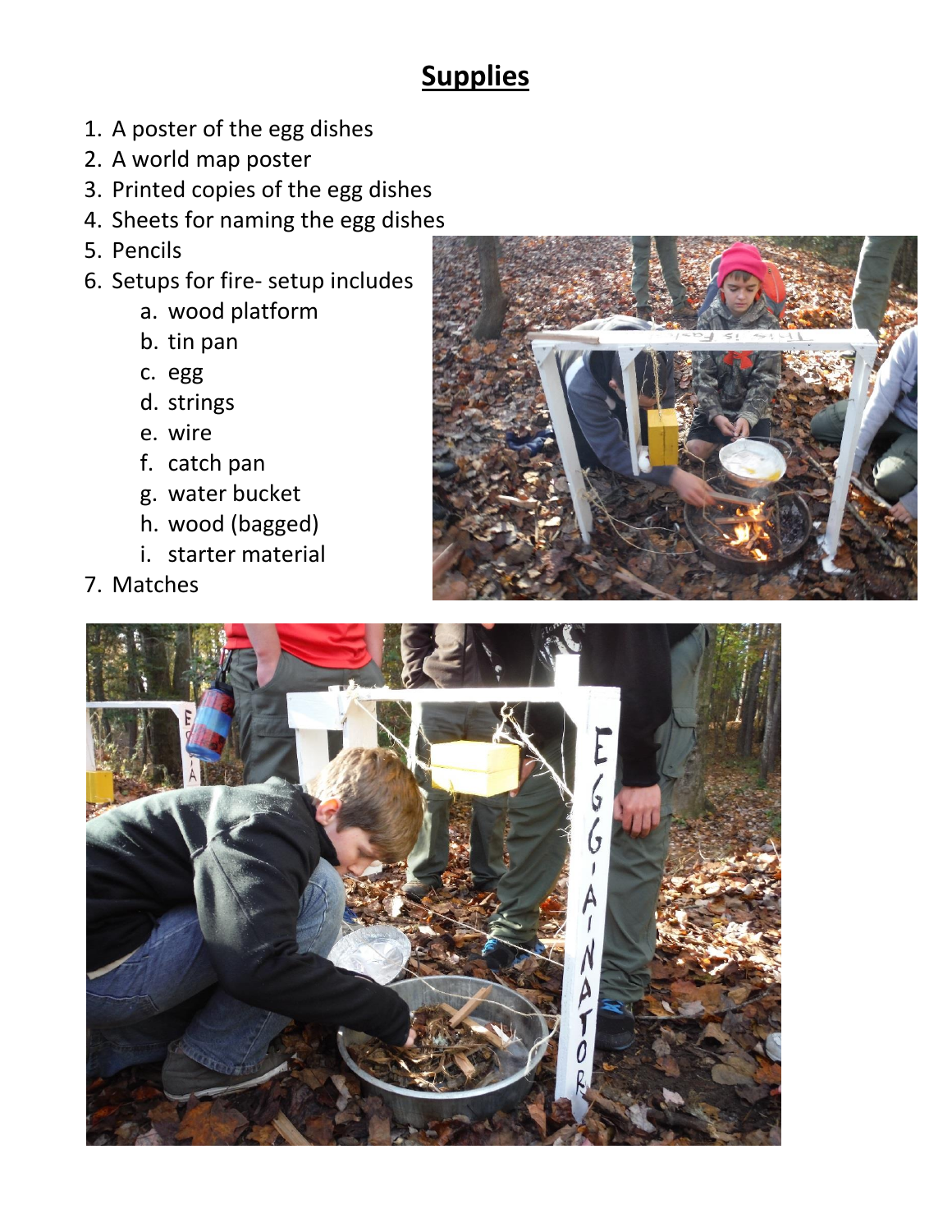# Supplies

1. A poster of the egg dishes
2. A world map poster
3. Printed copies of the egg dishes
4. Sheets for naming the egg dishes
5. Pencils
6. Setups for fire- setup includes
   a. wood platform
   b. tin pan
   c. egg
   d. strings
   e. wire
   f. catch pan
   g. water bucket
   h. wood (bagged)
   i. starter material
7. Matches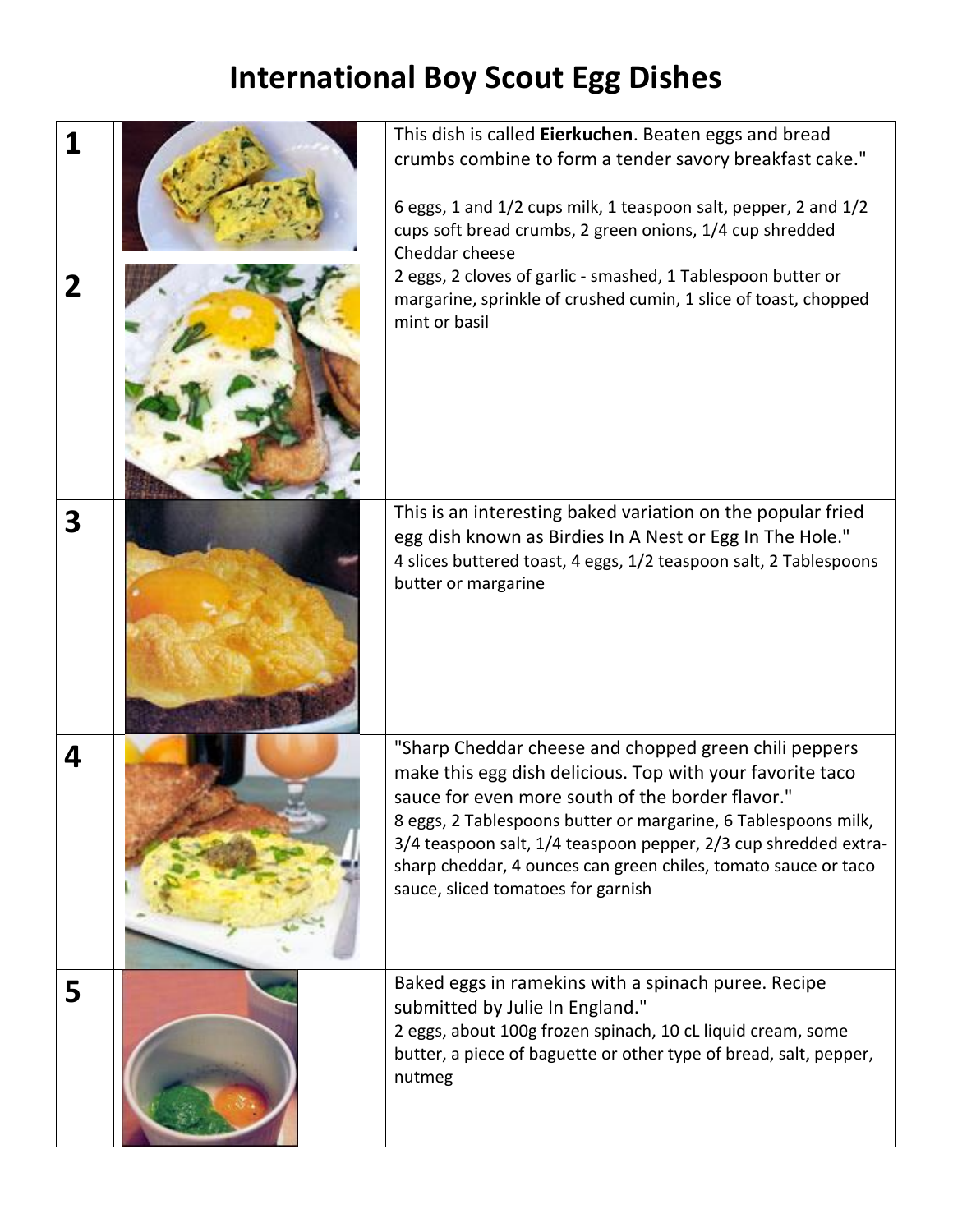# International Boy Scout Egg Dishes

| | | |
|---|---|---|
| **1** | | This dish is called **Eierkuchen**. Beaten eggs and bread crumbs combine to form a tender savory breakfast cake."<br><br>6 eggs, 1 and 1/2 cups milk, 1 teaspoon salt, pepper, 2 and 1/2 cups soft bread crumbs, 2 green onions, 1/4 cup shredded Cheddar cheese |
| **2** | | 2 eggs, 2 cloves of garlic - smashed, 1 Tablespoon butter or margarine, sprinkle of crushed cumin, 1 slice of toast, chopped mint or basil |
| **3** | | This is an interesting baked variation on the popular fried egg dish known as Birdies In A Nest or Egg In The Hole."<br>4 slices buttered toast, 4 eggs, 1/2 teaspoon salt, 2 Tablespoons butter or margarine |
| **4** | | "Sharp Cheddar cheese and chopped green chili peppers make this egg dish delicious. Top with your favorite taco sauce for even more south of the border flavor."<br>8 eggs, 2 Tablespoons butter or margarine, 6 Tablespoons milk, 3/4 teaspoon salt, 1/4 teaspoon pepper, 2/3 cup shredded extra-sharp cheddar, 4 ounces can green chiles, tomato sauce or taco sauce, sliced tomatoes for garnish |
| **5** | | Baked eggs in ramekins with a spinach puree. Recipe submitted by Julie In England."<br>2 eggs, about 100g frozen spinach, 10 cL liquid cream, some butter, a piece of baguette or other type of bread, salt, pepper, nutmeg |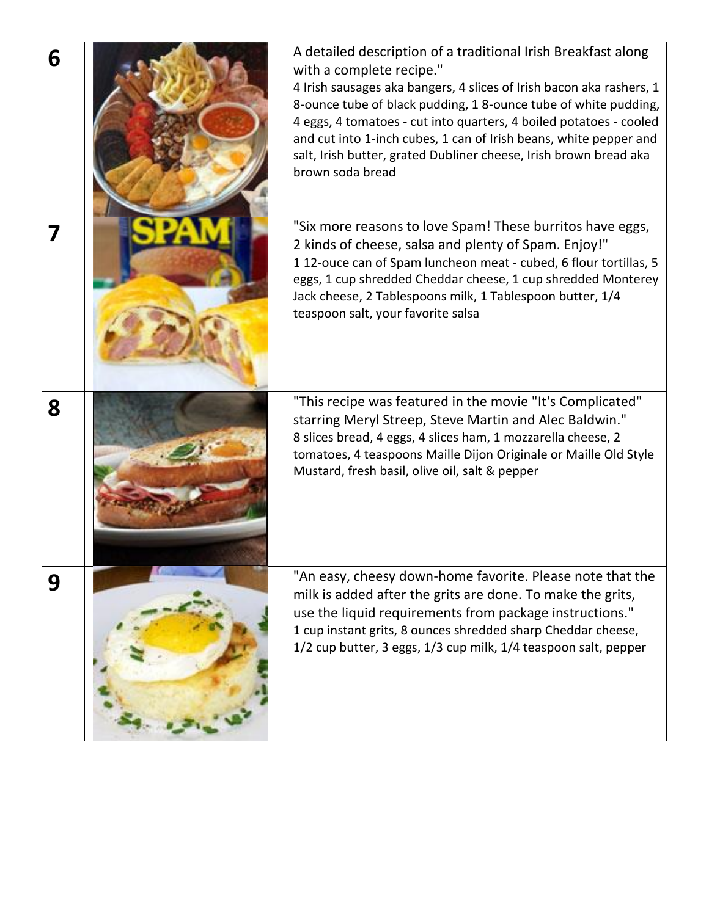| | | |
|---|---|---|
| **6** | | A detailed description of a traditional Irish Breakfast along with a complete recipe."<br>4 Irish sausages aka bangers, 4 slices of Irish bacon aka rashers, 1 8-ounce tube of black pudding, 1 8-ounce tube of white pudding, 4 eggs, 4 tomatoes - cut into quarters, 4 boiled potatoes - cooled and cut into 1-inch cubes, 1 can of Irish beans, white pepper and salt, Irish butter, grated Dubliner cheese, Irish brown bread aka brown soda bread |
| **7** | | "Six more reasons to love Spam! These burritos have eggs, 2 kinds of cheese, salsa and plenty of Spam. Enjoy!"<br>1 12-ouce can of Spam luncheon meat - cubed, 6 flour tortillas, 5 eggs, 1 cup shredded Cheddar cheese, 1 cup shredded Monterey Jack cheese, 2 Tablespoons milk, 1 Tablespoon butter, 1/4 teaspoon salt, your favorite salsa |
| **8** | | "This recipe was featured in the movie "It's Complicated" starring Meryl Streep, Steve Martin and Alec Baldwin."<br>8 slices bread, 4 eggs, 4 slices ham, 1 mozzarella cheese, 2 tomatoes, 4 teaspoons Maille Dijon Originale or Maille Old Style Mustard, fresh basil, olive oil, salt & pepper |
| **9** | | "An easy, cheesy down-home favorite. Please note that the milk is added after the grits are done. To make the grits, use the liquid requirements from package instructions."<br>1 cup instant grits, 8 ounces shredded sharp Cheddar cheese, 1/2 cup butter, 3 eggs, 1/3 cup milk, 1/4 teaspoon salt, pepper |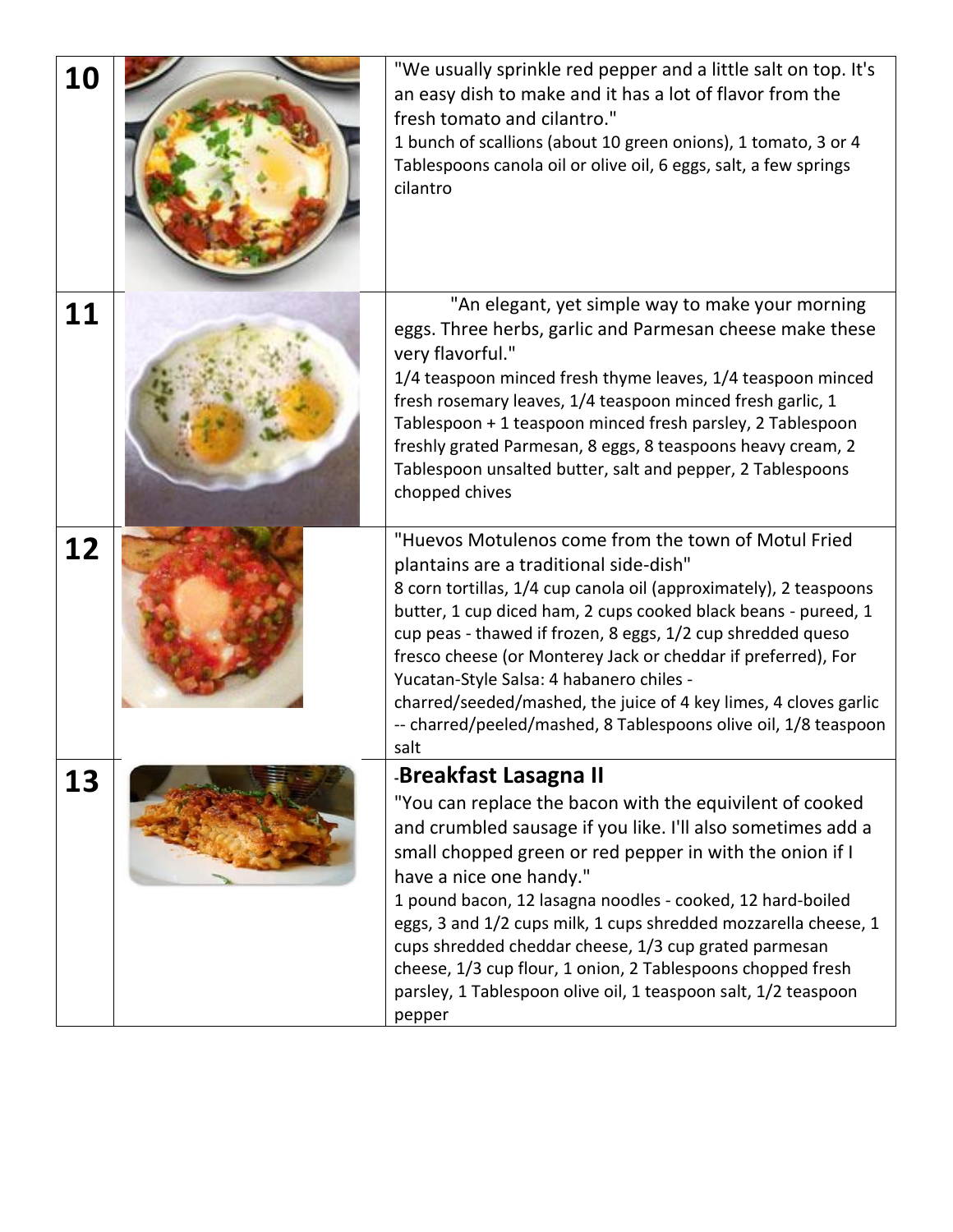| | | |
|---|---|---|
| **10** | | "We usually sprinkle red pepper and a little salt on top. It's an easy dish to make and it has a lot of flavor from the fresh tomato and cilantro." 1 bunch of scallions (about 10 green onions), 1 tomato, 3 or 4 Tablespoons canola oil or olive oil, 6 eggs, salt, a few springs cilantro |
| **11** | | "An elegant, yet simple way to make your morning eggs. Three herbs, garlic and Parmesan cheese make these very flavorful." 1/4 teaspoon minced fresh thyme leaves, 1/4 teaspoon minced fresh rosemary leaves, 1/4 teaspoon minced fresh garlic, 1 Tablespoon + 1 teaspoon minced fresh parsley, 2 Tablespoon freshly grated Parmesan, 8 eggs, 8 teaspoons heavy cream, 2 Tablespoon unsalted butter, salt and pepper, 2 Tablespoons chopped chives |
| **12** | | "Huevos Motulenos come from the town of Motul Fried plantains are a traditional side-dish" 8 corn tortillas, 1/4 cup canola oil (approximately), 2 teaspoons butter, 1 cup diced ham, 2 cups cooked black beans - pureed, 1 cup peas - thawed if frozen, 8 eggs, 1/2 cup shredded queso fresco cheese (or Monterey Jack or cheddar if preferred), For Yucatan-Style Salsa: 4 habanero chiles - charred/seeded/mashed, the juice of 4 key limes, 4 cloves garlic -- charred/peeled/mashed, 8 Tablespoons olive oil, 1/8 teaspoon salt |
| **13** | | **Breakfast Lasagna II** "You can replace the bacon with the equivilent of cooked and crumbled sausage if you like. I'll also sometimes add a small chopped green or red pepper in with the onion if I have a nice one handy." 1 pound bacon, 12 lasagna noodles - cooked, 12 hard-boiled eggs, 3 and 1/2 cups milk, 1 cups shredded mozzarella cheese, 1 cups shredded cheddar cheese, 1/3 cup grated parmesan cheese, 1/3 cup flour, 1 onion, 2 Tablespoons chopped fresh parsley, 1 Tablespoon olive oil, 1 teaspoon salt, 1/2 teaspoon pepper |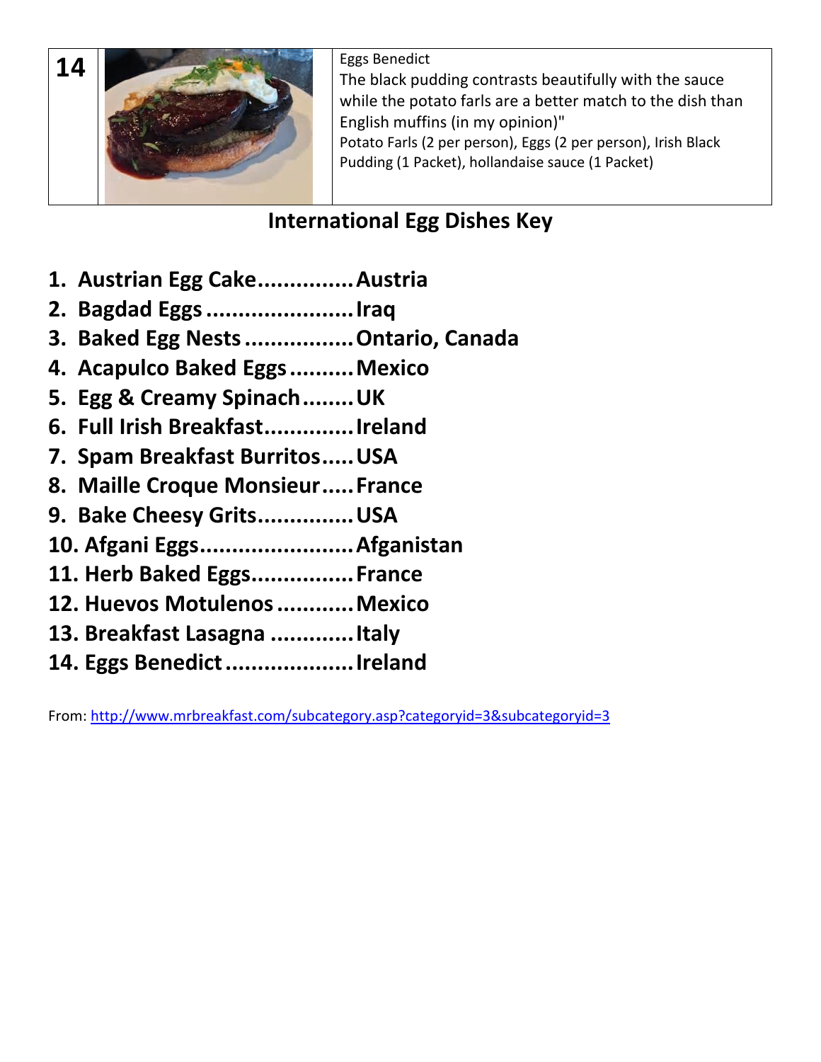| | | |
|---|---|---|
| **14** | | Eggs Benedict<br>The black pudding contrasts beautifully with the sauce while the potato farls are a better match to the dish than English muffins (in my opinion)"<br>Potato Farls (2 per person), Eggs (2 per person), Irish Black Pudding (1 Packet), hollandaise sauce (1 Packet) |

## International Egg Dishes Key

1. **Austrian Egg Cake...............Austria**
2. **Bagdad Eggs .......................Iraq**
3. **Baked Egg Nests ................Ontario, Canada**
4. **Acapulco Baked Eggs ..........Mexico**
5. **Egg & Creamy Spinach........UK**
6. **Full Irish Breakfast.............Ireland**
7. **Spam Breakfast Burritos.....USA**
8. **Maille Croque Monsieur.....France**
9. **Bake Cheesy Grits..............USA**
10. **Afgani Eggs........................Afganistan**
11. **Herb Baked Eggs................France**
12. **Huevos Motulenos ............Mexico**
13. **Breakfast Lasagna .............Italy**
14. **Eggs Benedict ....................Ireland**

From: http://www.mrbreakfast.com/subcategory.asp?categoryid=3&subcategoryid=3